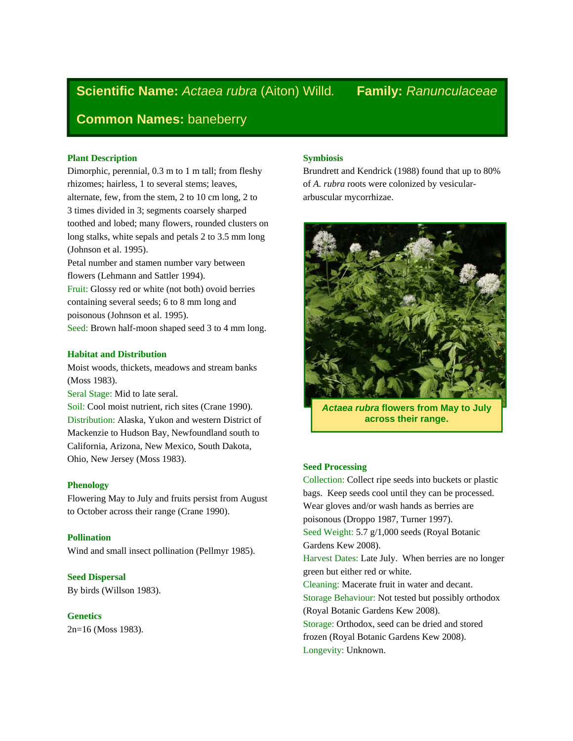## **Scientific Name:** *Actaea rubra* (Aiton) Willd. **Family:** *Ranunculaceae*

## **Common Names:** baneberry

### Plant Description

Dimorphic, perennial, 0.3 m to 1 m tall; from fleshy rhizomes; hairless, 1 to several stems; leaves, alternate, few, from the stem, 2 to 10 cm long, 2 to 3 times divided in 3; segments coarsely sharped toothed and lobed; many flowers, rounded clusters on long stalks, white sepals and petals 2 to 3.5 mm long (Johnson et al. 1995).

Petal number and stamen number vary between flowers (Lehmann and Sattler 1994).

Fruit: Glossy red or white (not both) ovoid berries containing several seeds; 6 to 8 mm long and poisonous (Johnson et al. 1995).

Seed: Brown half-moon shaped seed 3 to 4 mm long.

### Habitat and Distribution

Moist woods, thickets, meadows and stream banks (Moss 1983).

Seral Stage: Mid to late seral.

Soil: Cool moist nutrient, rich sites (Crane 1990).

Distribution: Alaska, Yukon and western District of Mackenzie to Hudson Bay, Newfoundland south to California, Arizona, New Mexico, South Dakota, Ohio, New Jersey (Moss 1983).

### Phenology

Flowering May to July and fruits persist from August to October across their range (Crane 1990).

### Pollination

Wind and small insect pollination (Pellmyr 1985).

### Seed Dispersal

By birds (Willson 1983).

### Genetics

2n=16 (Moss 1983).

### Symbiosis

Brundrett and Kendrick (1988) found that up to 80% of *A. rubra* roots were colonized by vesicular-arbuscular mycorrhizae.

***Actaea rubra* flowers from May to July across their range.**

### Seed Processing

Collection: Collect ripe seeds into buckets or plastic bags. Keep seeds cool until they can be processed. Wear gloves and/or wash hands as berries are poisonous (Droppo 1987, Turner 1997).

Seed Weight: 5.7 g/1,000 seeds (Royal Botanic Gardens Kew 2008).

Harvest Dates: Late July. When berries are no longer green but either red or white.

Cleaning: Macerate fruit in water and decant.

Storage Behaviour: Not tested but possibly orthodox (Royal Botanic Gardens Kew 2008).

Storage: Orthodox, seed can be dried and stored frozen (Royal Botanic Gardens Kew 2008).

Longevity: Unknown.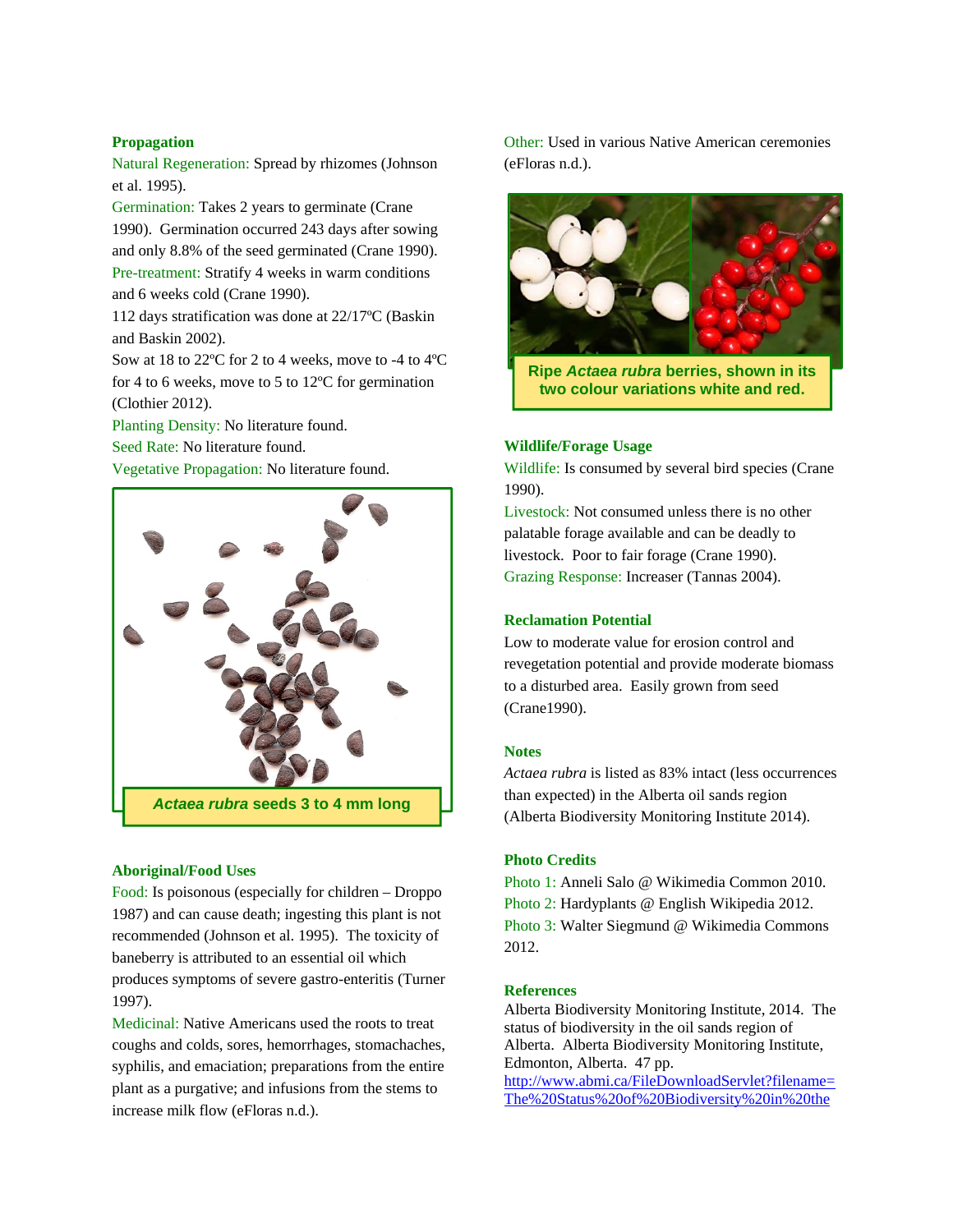### Propagation

Natural Regeneration: Spread by rhizomes (Johnson et al. 1995).

Germination: Takes 2 years to germinate (Crane 1990). Germination occurred 243 days after sowing and only 8.8% of the seed germinated (Crane 1990).

Pre-treatment: Stratify 4 weeks in warm conditions and 6 weeks cold (Crane 1990).

112 days stratification was done at 22/17ºC (Baskin and Baskin 2002).

Sow at 18 to 22ºC for 2 to 4 weeks, move to -4 to 4ºC for 4 to 6 weeks, move to 5 to 12ºC for germination (Clothier 2012).

Planting Density: No literature found.

Seed Rate: No literature found.

Vegetative Propagation: No literature found.

***Actaea rubra* seeds 3 to 4 mm long**

### Aboriginal/Food Uses

Food: Is poisonous (especially for children – Droppo 1987) and can cause death; ingesting this plant is not recommended (Johnson et al. 1995). The toxicity of baneberry is attributed to an essential oil which produces symptoms of severe gastro-enteritis (Turner 1997).

Medicinal: Native Americans used the roots to treat coughs and colds, sores, hemorrhages, stomachaches, syphilis, and emaciation; preparations from the entire plant as a purgative; and infusions from the stems to increase milk flow (eFloras n.d.).

Other: Used in various Native American ceremonies (eFloras n.d.).

**Ripe *Actaea rubra* berries, shown in its two colour variations white and red.**

### Wildlife/Forage Usage

Wildlife: Is consumed by several bird species (Crane 1990).

Livestock: Not consumed unless there is no other palatable forage available and can be deadly to livestock. Poor to fair forage (Crane 1990).

Grazing Response: Increaser (Tannas 2004).

### Reclamation Potential

Low to moderate value for erosion control and revegetation potential and provide moderate biomass to a disturbed area. Easily grown from seed (Crane1990).

### Notes

*Actaea rubra* is listed as 83% intact (less occurrences than expected) in the Alberta oil sands region (Alberta Biodiversity Monitoring Institute 2014).

### Photo Credits

Photo 1: Anneli Salo @ Wikimedia Common 2010.

Photo 2: Hardyplants @ English Wikipedia 2012.

Photo 3: Walter Siegmund @ Wikimedia Commons 2012.

### References

Alberta Biodiversity Monitoring Institute, 2014. The status of biodiversity in the oil sands region of Alberta. Alberta Biodiversity Monitoring Institute, Edmonton, Alberta. 47 pp. http://www.abmi.ca/FileDownloadServlet?filename=The%20Status%20of%20Biodiversity%20in%20the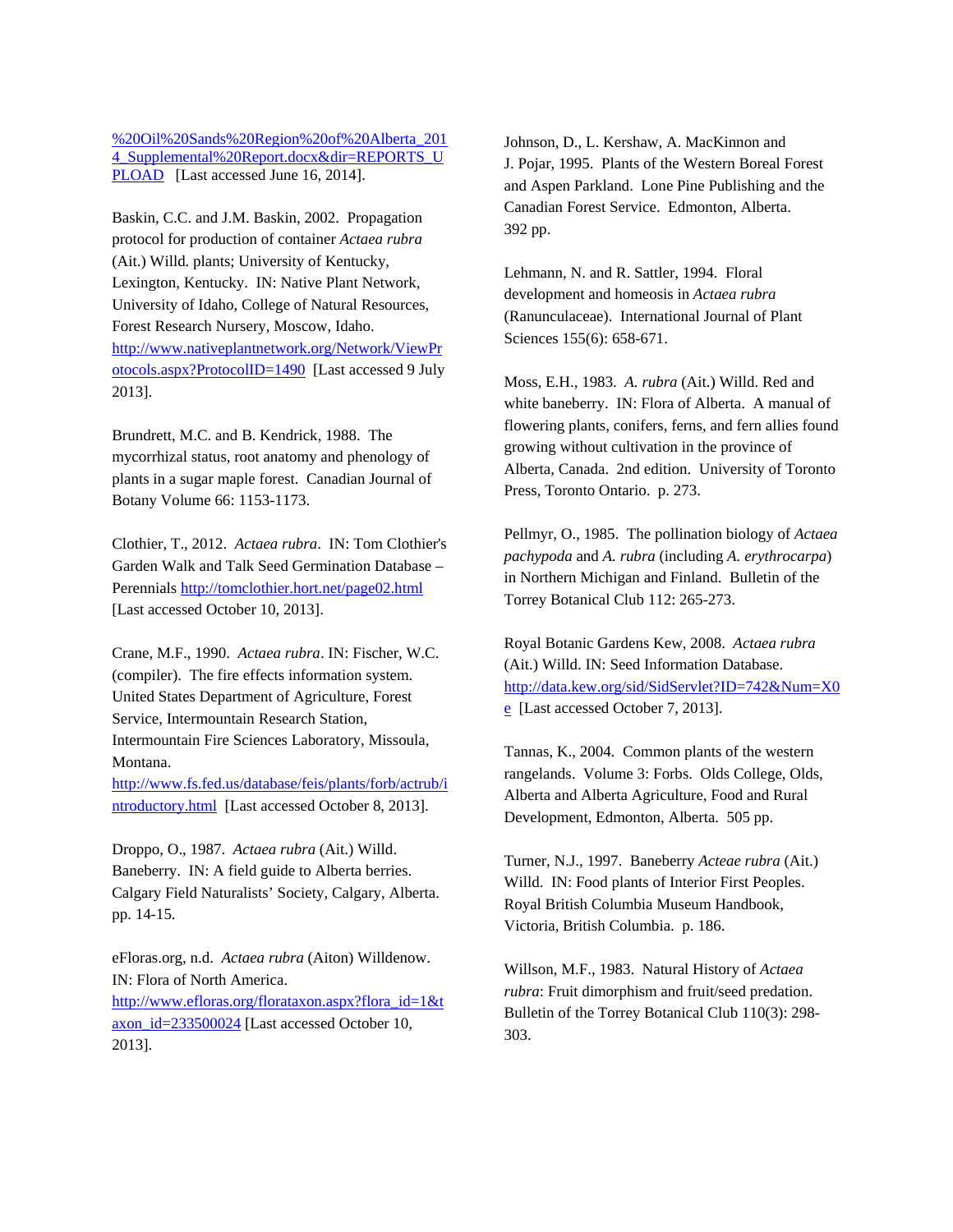%20Oil%20Sands%20Region%20of%20Alberta_2014_Supplemental%20Report.docx&dir=REPORTS_UPLOAD [Last accessed June 16, 2014].

Baskin, C.C. and J.M. Baskin, 2002. Propagation protocol for production of container *Actaea rubra* (Ait.) Willd. plants; University of Kentucky, Lexington, Kentucky. IN: Native Plant Network, University of Idaho, College of Natural Resources, Forest Research Nursery, Moscow, Idaho. http://www.nativeplantnetwork.org/Network/ViewProtocols.aspx?ProtocolID=1490 [Last accessed 9 July 2013].

Brundrett, M.C. and B. Kendrick, 1988. The mycorrhizal status, root anatomy and phenology of plants in a sugar maple forest. Canadian Journal of Botany Volume 66: 1153-1173.

Clothier, T., 2012. *Actaea rubra*. IN: Tom Clothier's Garden Walk and Talk Seed Germination Database – Perennials http://tomclothier.hort.net/page02.html [Last accessed October 10, 2013].

Crane, M.F., 1990. *Actaea rubra*. IN: Fischer, W.C. (compiler). The fire effects information system. United States Department of Agriculture, Forest Service, Intermountain Research Station, Intermountain Fire Sciences Laboratory, Missoula, Montana. http://www.fs.fed.us/database/feis/plants/forb/actrub/introductory.html [Last accessed October 8, 2013].

Droppo, O., 1987. *Actaea rubra* (Ait.) Willd. Baneberry. IN: A field guide to Alberta berries. Calgary Field Naturalists' Society, Calgary, Alberta. pp. 14-15.

eFloras.org, n.d. *Actaea rubra* (Aiton) Willdenow. IN: Flora of North America. http://www.efloras.org/florataxon.aspx?flora_id=1&taxon_id=233500024 [Last accessed October 10, 2013].

Johnson, D., L. Kershaw, A. MacKinnon and J. Pojar, 1995. Plants of the Western Boreal Forest and Aspen Parkland. Lone Pine Publishing and the Canadian Forest Service. Edmonton, Alberta. 392 pp.

Lehmann, N. and R. Sattler, 1994. Floral development and homeosis in *Actaea rubra* (Ranunculaceae). International Journal of Plant Sciences 155(6): 658-671.

Moss, E.H., 1983. *A. rubra* (Ait.) Willd. Red and white baneberry. IN: Flora of Alberta. A manual of flowering plants, conifers, ferns, and fern allies found growing without cultivation in the province of Alberta, Canada. 2nd edition. University of Toronto Press, Toronto Ontario. p. 273.

Pellmyr, O., 1985. The pollination biology of *Actaea pachypoda* and *A. rubra* (including *A. erythrocarpa*) in Northern Michigan and Finland. Bulletin of the Torrey Botanical Club 112: 265-273.

Royal Botanic Gardens Kew, 2008. *Actaea rubra* (Ait.) Willd. IN: Seed Information Database. http://data.kew.org/sid/SidServlet?ID=742&Num=X0e [Last accessed October 7, 2013].

Tannas, K., 2004. Common plants of the western rangelands. Volume 3: Forbs. Olds College, Olds, Alberta and Alberta Agriculture, Food and Rural Development, Edmonton, Alberta. 505 pp.

Turner, N.J., 1997. Baneberry *Acteae rubra* (Ait.) Willd. IN: Food plants of Interior First Peoples. Royal British Columbia Museum Handbook, Victoria, British Columbia. p. 186.

Willson, M.F., 1983. Natural History of *Actaea rubra*: Fruit dimorphism and fruit/seed predation. Bulletin of the Torrey Botanical Club 110(3): 298-303.